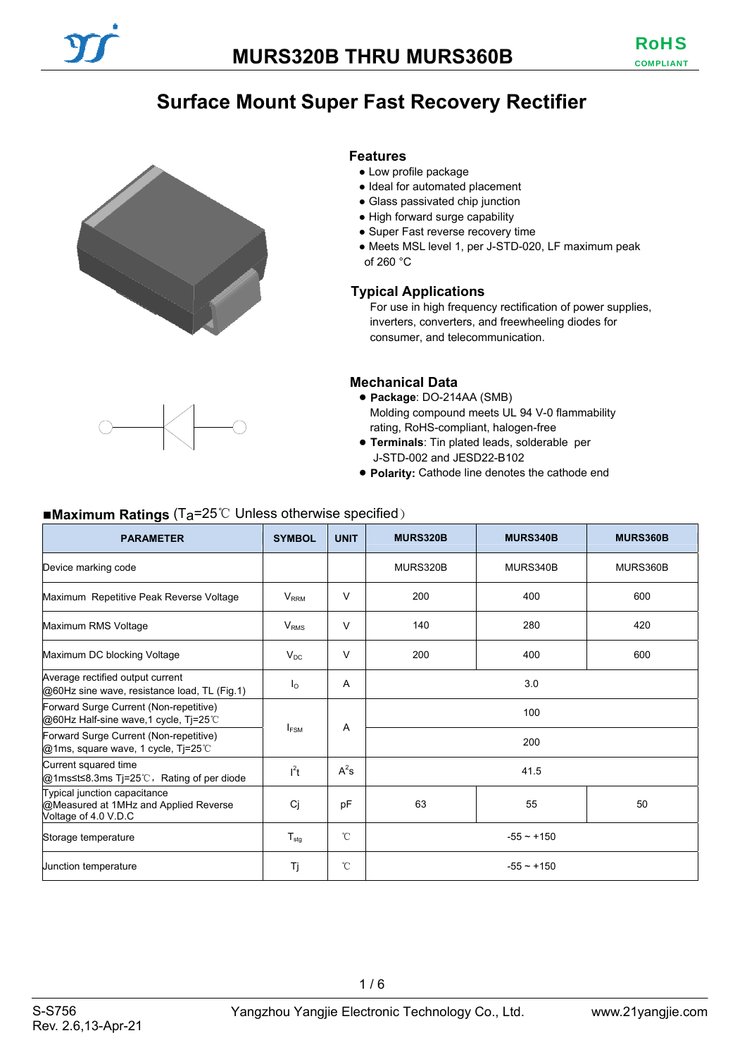# MURS320B THRU MURS360B

RoHS COMPLIANT

## Surface Mount Super Fast Recovery Rectifier

### Features

- Low profile package
- Ideal for automated placement
- Glass passivated chip junction
- High forward surge capability
- Super Fast reverse recovery time
- Meets MSL level 1, per J-STD-020, LF maximum peak of 260 °C

### Typical Applications

For use in high frequency rectification of power supplies, inverters, converters, and freewheeling diodes for consumer, and telecommunication.

### Mechanical Data

- **Package**: DO-214AA (SMB)
  Molding compound meets UL 94 V-0 flammability rating, RoHS-compliant, halogen-free
- **Terminals**: Tin plated leads, solderable per J-STD-002 and JESD22-B102
- **Polarity:** Cathode line denotes the cathode end

### ■Maximum Ratings ($T_a$=25℃ Unless otherwise specified)

| PARAMETER | SYMBOL | UNIT | MURS320B | MURS340B | MURS360B |
|---|---|---|---|---|---|
| Device marking code | | | MURS320B | MURS340B | MURS360B |
| Maximum Repetitive Peak Reverse Voltage | $V_{RRM}$ | V | 200 | 400 | 600 |
| Maximum RMS Voltage | $V_{RMS}$ | V | 140 | 280 | 420 |
| Maximum DC blocking Voltage | $V_{DC}$ | V | 200 | 400 | 600 |
| Average rectified output current @60Hz sine wave, resistance load, TL (Fig.1) | $I_O$ | A | 3.0 | | |
| Forward Surge Current (Non-repetitive) @60Hz Half-sine wave,1 cycle, Tj=25℃ | $I_{FSM}$ | A | 100 | | |
| Forward Surge Current (Non-repetitive) @1ms, square wave, 1 cycle, Tj=25℃ | $I_{FSM}$ | A | 200 | | |
| Current squared time @1ms≤t≤8.3ms Tj=25℃，Rating of per diode | $I^2t$ | $A^2s$ | 41.5 | | |
| Typical junction capacitance @Measured at 1MHz and Applied Reverse Voltage of 4.0 V.D.C | Cj | pF | 63 | 55 | 50 |
| Storage temperature | $T_{stg}$ | ℃ | -55 ~ +150 | | |
| Junction temperature | Tj | ℃ | -55 ~ +150 | | |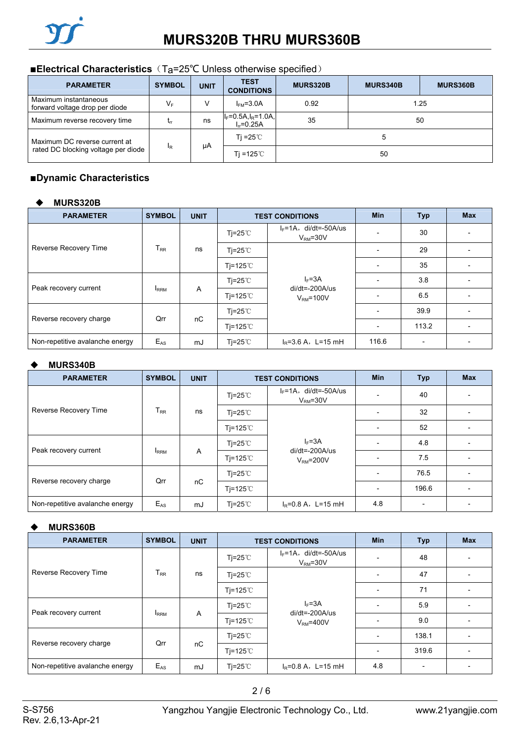## ■Electrical Characteristics（Ta=25℃ Unless otherwise specified）

| PARAMETER | SYMBOL | UNIT | TEST CONDITIONS | MURS320B | MURS340B | MURS360B |
|---|---|---|---|---|---|---|
| Maximum instantaneous forward voltage drop per diode | $V_F$ | V | $I_{FM}$=3.0A | 0.92 | 1.25 | |
| Maximum reverse recovery time | $t_{rr}$ | ns | $I_F$=0.5A,$I_R$=1.0A, $I_{rr}$=0.25A | 35 | 50 | |
| Maximum DC reverse current at rated DC blocking voltage per diode | $I_R$ | μA | Tj =25℃ | 5 | | |
| | | | Tj =125℃ | 50 | | |

## ■Dynamic Characteristics

### ◆ MURS320B

| PARAMETER | SYMBOL | UNIT | TEST CONDITIONS | | Min | Typ | Max |
|---|---|---|---|---|---|---|---|
| Reverse Recovery Time | $T_{RR}$ | ns | Tj=25℃ | $I_F$=1A，di/dt=-50A/us $V_{RM}$=30V | - | 30 | - |
| | | | Tj=25℃ | $I_F$=3A di/dt=-200A/us $V_{RM}$=100V | - | 29 | - |
| | | | Tj=125℃ | | - | 35 | - |
| Peak recovery current | $I_{RRM}$ | A | Tj=25℃ | | - | 3.8 | - |
| | | | Tj=125℃ | | - | 6.5 | - |
| Reverse recovery charge | Qrr | nC | Tj=25℃ | | - | 39.9 | - |
| | | | Tj=125℃ | | - | 113.2 | - |
| Non-repetitive avalanche energy | $E_{AS}$ | mJ | Tj=25℃ | $I_R$=3.6 A，L=15 mH | 116.6 | - | - |

### ◆ MURS340B

| PARAMETER | SYMBOL | UNIT | TEST CONDITIONS | | Min | Typ | Max |
|---|---|---|---|---|---|---|---|
| Reverse Recovery Time | $T_{RR}$ | ns | Tj=25℃ | $I_F$=1A，di/dt=-50A/us $V_{RM}$=30V | - | 40 | - |
| | | | Tj=25℃ | $I_F$=3A di/dt=-200A/us $V_{RM}$=200V | - | 32 | - |
| | | | Tj=125℃ | | - | 52 | - |
| Peak recovery current | $I_{RRM}$ | A | Tj=25℃ | | - | 4.8 | - |
| | | | Tj=125℃ | | - | 7.5 | - |
| Reverse recovery charge | Qrr | nC | Tj=25℃ | | - | 76.5 | - |
| | | | Tj=125℃ | | - | 196.6 | - |
| Non-repetitive avalanche energy | $E_{AS}$ | mJ | Tj=25℃ | $I_R$=0.8 A，L=15 mH | 4.8 | - | - |

### ◆ MURS360B

| PARAMETER | SYMBOL | UNIT | TEST CONDITIONS | | Min | Typ | Max |
|---|---|---|---|---|---|---|---|
| Reverse Recovery Time | $T_{RR}$ | ns | Tj=25℃ | $I_F$=1A，di/dt=-50A/us $V_{RM}$=30V | - | 48 | - |
| | | | Tj=25℃ | $I_F$=3A di/dt=-200A/us $V_{RM}$=400V | - | 47 | - |
| | | | Tj=125℃ | | - | 71 | - |
| Peak recovery current | $I_{RRM}$ | A | Tj=25℃ | | - | 5.9 | - |
| | | | Tj=125℃ | | - | 9.0 | - |
| Reverse recovery charge | Qrr | nC | Tj=25℃ | | - | 138.1 | - |
| | | | Tj=125℃ | | - | 319.6 | - |
| Non-repetitive avalanche energy | $E_{AS}$ | mJ | Tj=25℃ | $I_R$=0.8 A，L=15 mH | 4.8 | - | - |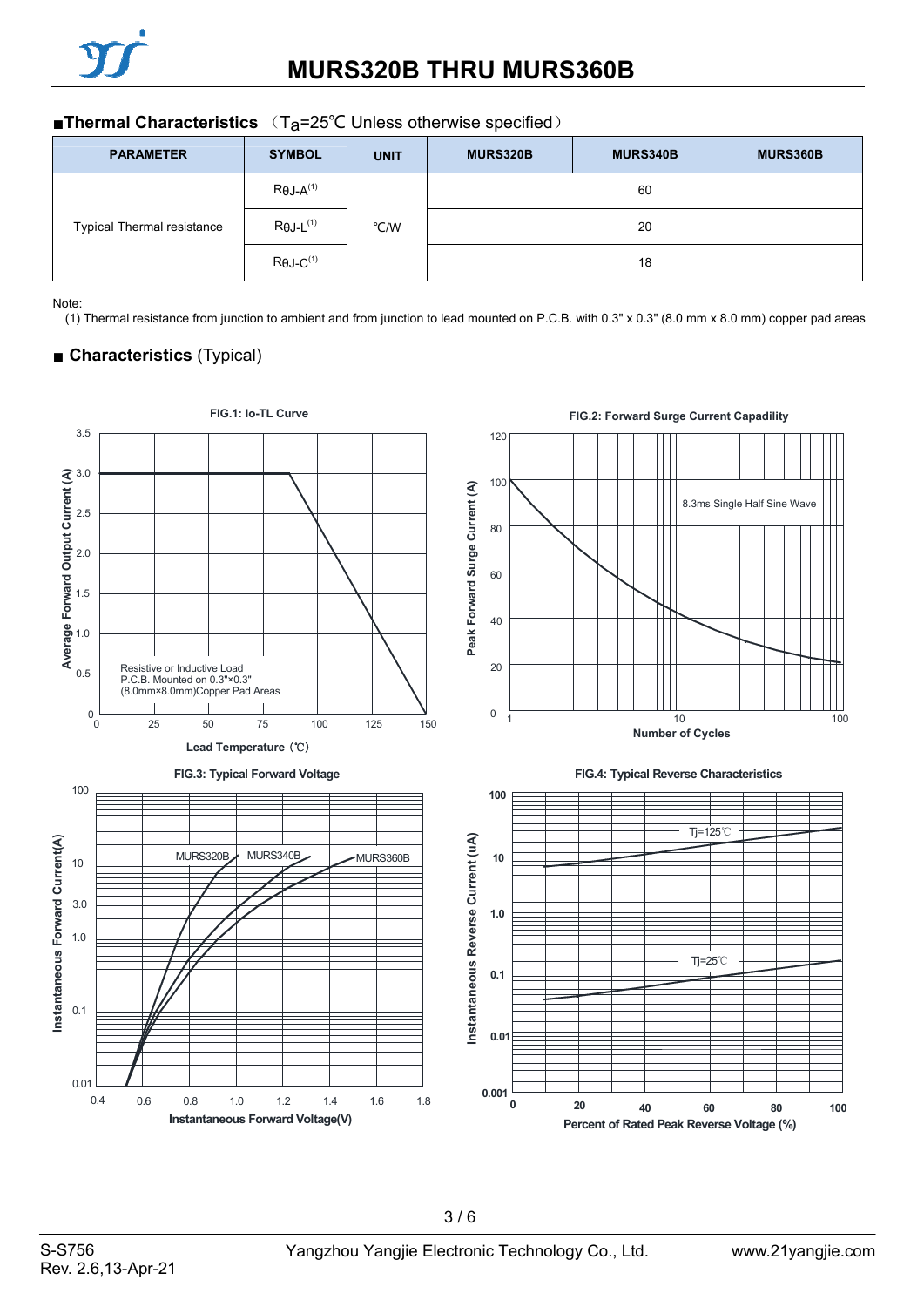## ■Thermal Characteristics （$T_a$=25℃ Unless otherwise specified）

| PARAMETER | SYMBOL | UNIT | MURS320B | MURS340B | MURS360B |
|---|---|---|---|---|---|
| Typical Thermal resistance | $R_{\theta J\text{-}A}$ (1) | ℃/W | | 60 | |
| | $R_{\theta J\text{-}L}$ (1) | | | 20 | |
| | $R_{\theta J\text{-}C}$ (1) | | | 18 | |

Note:

(1) Thermal resistance from junction to ambient and from junction to lead mounted on P.C.B. with 0.3" x 0.3" (8.0 mm x 8.0 mm) copper pad areas

## ■ Characteristics (Typical)

FIG.1: Io-TL Curve

FIG.2: Forward Surge Current Capadility

FIG.3: Typical Forward Voltage

FIG.4: Typical Reverse Characteristics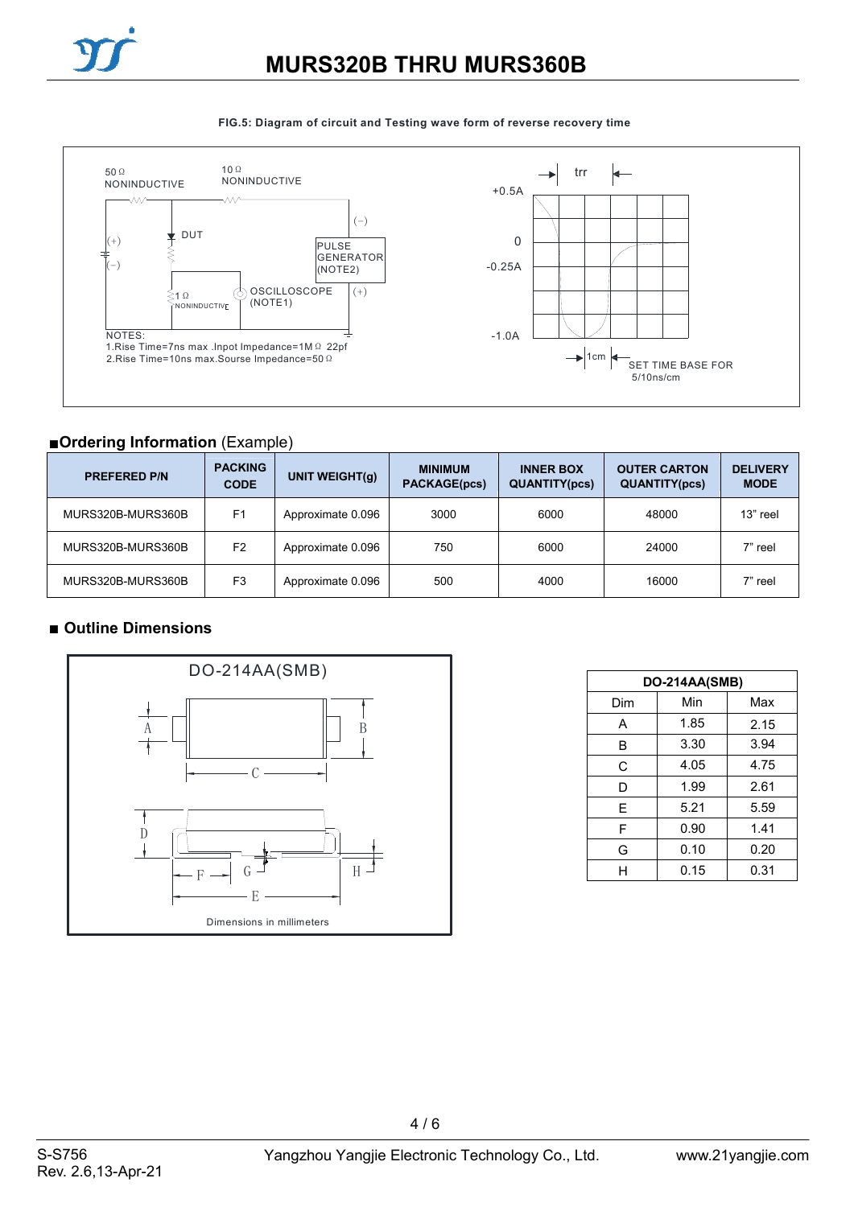**FIG.5: Diagram of circuit and Testing wave form of reverse recovery time**

50 Ω NONINDUCTIVE

10 Ω NONINDUCTIVE

DUT

PULSE GENERATOR (NOTE2)

1 Ω NONINDUCTIVE

OSCILLOSCOPE (NOTE1)

NOTES:
1.Rise Time=7ns max .Inpot Impedance=1M Ω 22pf
2.Rise Time=10ns max.Sourse Impedance=50 Ω

trr

+0.5A

0

-0.25A

-1.0A

1cm

SET TIME BASE FOR 5/10ns/cm

## ■Ordering Information (Example)

| PREFERED P/N | PACKING CODE | UNIT WEIGHT(g) | MINIMUM PACKAGE(pcs) | INNER BOX QUANTITY(pcs) | OUTER CARTON QUANTITY(pcs) | DELIVERY MODE |
|---|---|---|---|---|---|---|
| MURS320B-MURS360B | F1 | Approximate 0.096 | 3000 | 6000 | 48000 | 13" reel |
| MURS320B-MURS360B | F2 | Approximate 0.096 | 750 | 6000 | 24000 | 7" reel |
| MURS320B-MURS360B | F3 | Approximate 0.096 | 500 | 4000 | 16000 | 7" reel |

## ■ Outline Dimensions

DO-214AA(SMB)

Dimensions in millimeters

| DO-214AA(SMB) | | |
|---|---|---|
| Dim | Min | Max |
| A | 1.85 | 2.15 |
| B | 3.30 | 3.94 |
| C | 4.05 | 4.75 |
| D | 1.99 | 2.61 |
| E | 5.21 | 5.59 |
| F | 0.90 | 1.41 |
| G | 0.10 | 0.20 |
| H | 0.15 | 0.31 |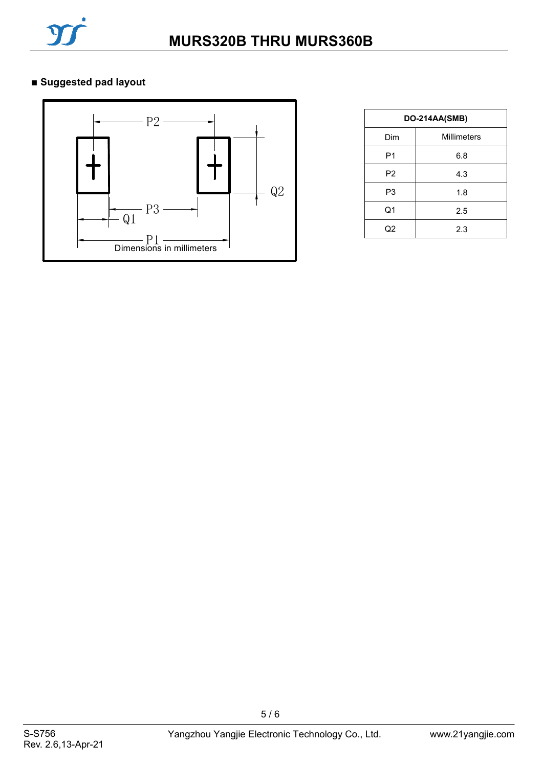■ **Suggested pad layout**

P2

Q2

P3

Q1

P1

Dimensions in millimeters

| DO-214AA(SMB) | |
|---|---|
| Dim | Millimeters |
| P1 | 6.8 |
| P2 | 4.3 |
| P3 | 1.8 |
| Q1 | 2.5 |
| Q2 | 2.3 |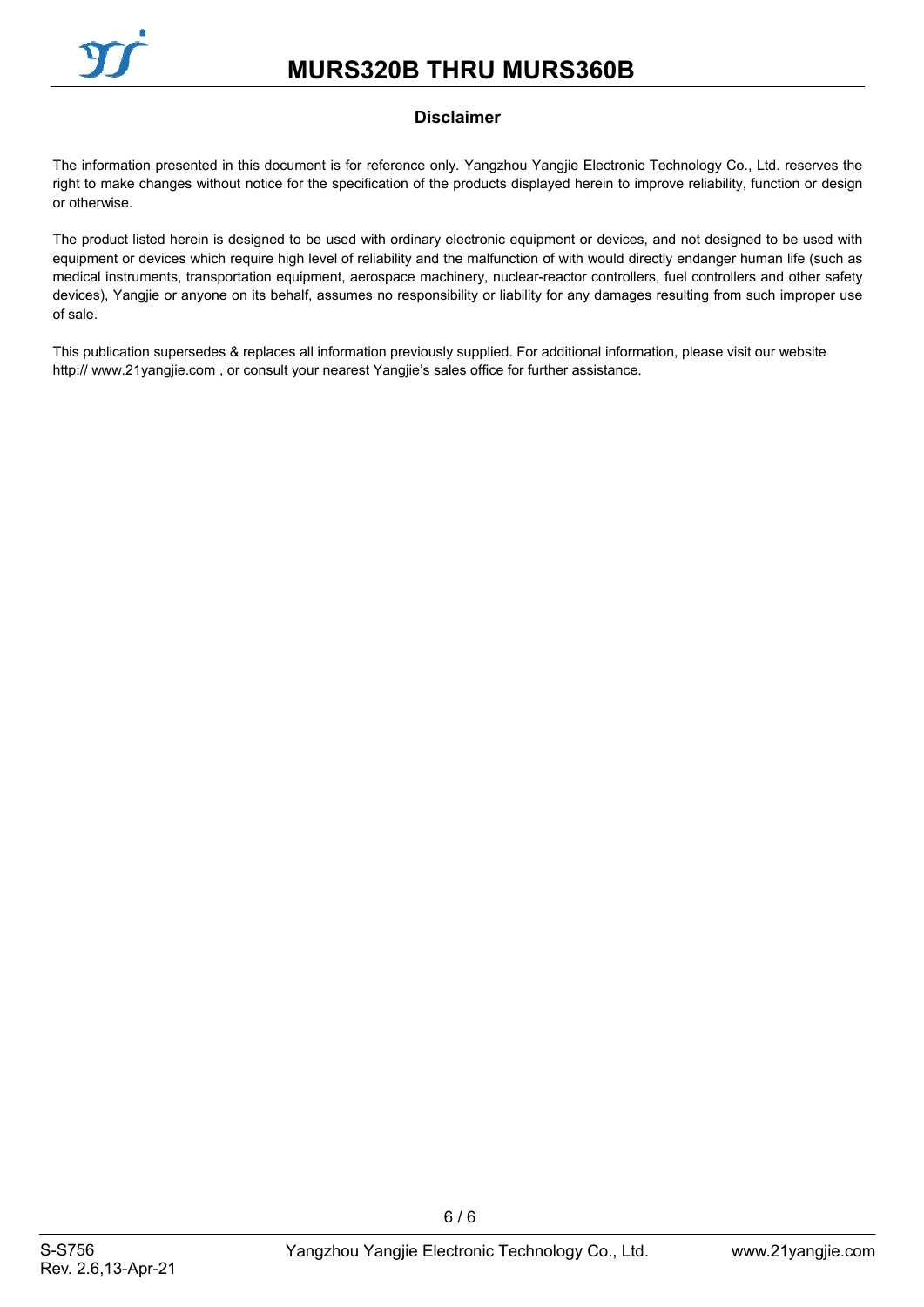## Disclaimer

The information presented in this document is for reference only. Yangzhou Yangjie Electronic Technology Co., Ltd. reserves the right to make changes without notice for the specification of the products displayed herein to improve reliability, function or design or otherwise.

The product listed herein is designed to be used with ordinary electronic equipment or devices, and not designed to be used with equipment or devices which require high level of reliability and the malfunction of with would directly endanger human life (such as medical instruments, transportation equipment, aerospace machinery, nuclear-reactor controllers, fuel controllers and other safety devices), Yangjie or anyone on its behalf, assumes no responsibility or liability for any damages resulting from such improper use of sale.

This publication supersedes & replaces all information previously supplied. For additional information, please visit our website http:// www.21yangjie.com , or consult your nearest Yangjie's sales office for further assistance.